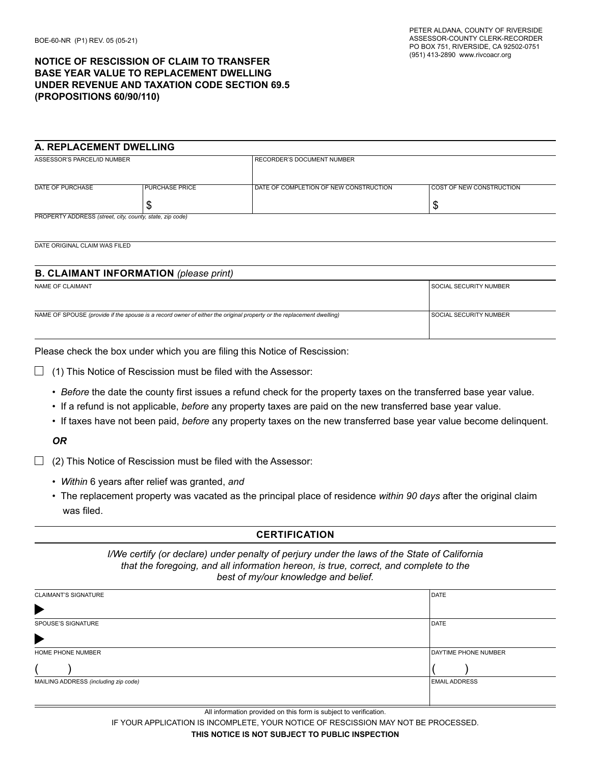BOE-60-NR (P1) REV. 05 (05-21)

PETER ALDANA, COUNTY OF RIVERSIDE
ASSESSOR-COUNTY CLERK-RECORDER
PO BOX 751, RIVERSIDE, CA 92502-0751
(951) 413-2890 www.rivcoacr.org

# NOTICE OF RESCISSION OF CLAIM TO TRANSFER BASE YEAR VALUE TO REPLACEMENT DWELLING UNDER REVENUE AND TAXATION CODE SECTION 69.5 (PROPOSITIONS 60/90/110)

## A. REPLACEMENT DWELLING

| ASSESSOR'S PARCEL/ID NUMBER | | RECORDER'S DOCUMENT NUMBER | |
|---|---|---|---|
| DATE OF PURCHASE | PURCHASE PRICE<br>$ | DATE OF COMPLETION OF NEW CONSTRUCTION | COST OF NEW CONSTRUCTION<br>$ |
| PROPERTY ADDRESS *(street, city, county, state, zip code)* | | | |
| DATE ORIGINAL CLAIM WAS FILED | | | |

## B. CLAIMANT INFORMATION *(please print)*

| NAME OF CLAIMANT | SOCIAL SECURITY NUMBER |
|---|---|
| NAME OF SPOUSE *(provide if the spouse is a record owner of either the original property or the replacement dwelling)* | SOCIAL SECURITY NUMBER |

Please check the box under which you are filing this Notice of Rescission:

☐ (1) This Notice of Rescission must be filed with the Assessor:

- *Before* the date the county first issues a refund check for the property taxes on the transferred base year value.
- If a refund is not applicable, *before* any property taxes are paid on the new transferred base year value.
- If taxes have not been paid, *before* any property taxes on the new transferred base year value become delinquent.

***OR***

☐ (2) This Notice of Rescission must be filed with the Assessor:

- *Within* 6 years after relief was granted, *and*
- The replacement property was vacated as the principal place of residence *within 90 days* after the original claim was filed.

### CERTIFICATION

*I/We certify (or declare) under penalty of perjury under the laws of the State of California that the foregoing, and all information hereon, is true, correct, and complete to the best of my/our knowledge and belief.*

| CLAIMANT'S SIGNATURE<br>▶ | DATE |
|---|---|
| SPOUSE'S SIGNATURE<br>▶ | DATE |
| HOME PHONE NUMBER<br>( ) | DAYTIME PHONE NUMBER<br>( ) |
| MAILING ADDRESS *(including zip code)* | EMAIL ADDRESS |

All information provided on this form is subject to verification.

IF YOUR APPLICATION IS INCOMPLETE, YOUR NOTICE OF RESCISSION MAY NOT BE PROCESSED.

**THIS NOTICE IS NOT SUBJECT TO PUBLIC INSPECTION**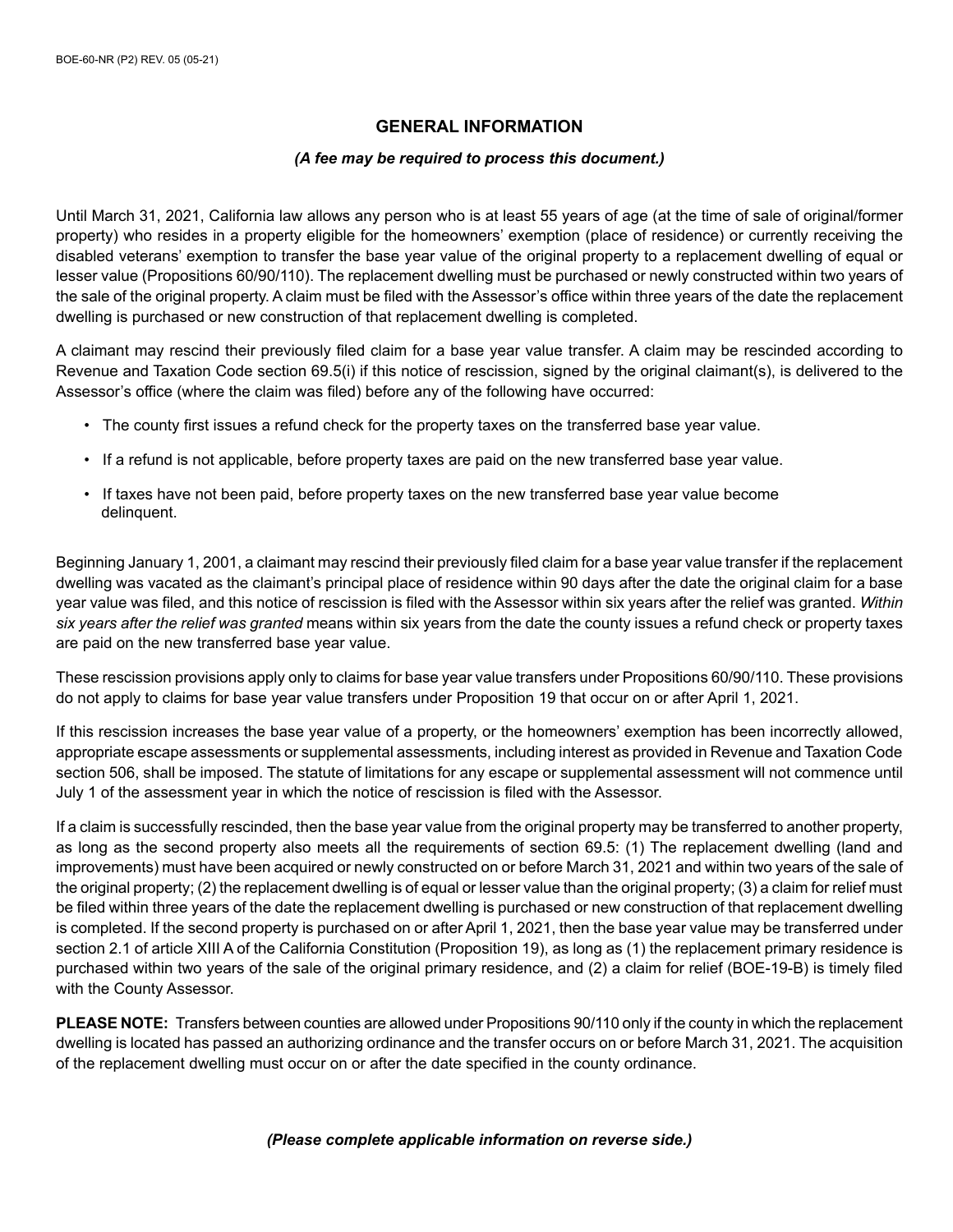## GENERAL INFORMATION

***(A fee may be required to process this document.)***

Until March 31, 2021, California law allows any person who is at least 55 years of age (at the time of sale of original/former property) who resides in a property eligible for the homeowners' exemption (place of residence) or currently receiving the disabled veterans' exemption to transfer the base year value of the original property to a replacement dwelling of equal or lesser value (Propositions 60/90/110). The replacement dwelling must be purchased or newly constructed within two years of the sale of the original property. A claim must be filed with the Assessor's office within three years of the date the replacement dwelling is purchased or new construction of that replacement dwelling is completed.

A claimant may rescind their previously filed claim for a base year value transfer. A claim may be rescinded according to Revenue and Taxation Code section 69.5(i) if this notice of rescission, signed by the original claimant(s), is delivered to the Assessor's office (where the claim was filed) before any of the following have occurred:

- The county first issues a refund check for the property taxes on the transferred base year value.
- If a refund is not applicable, before property taxes are paid on the new transferred base year value.
- If taxes have not been paid, before property taxes on the new transferred base year value become delinquent.

Beginning January 1, 2001, a claimant may rescind their previously filed claim for a base year value transfer if the replacement dwelling was vacated as the claimant's principal place of residence within 90 days after the date the original claim for a base year value was filed, and this notice of rescission is filed with the Assessor within six years after the relief was granted. *Within six years after the relief was granted* means within six years from the date the county issues a refund check or property taxes are paid on the new transferred base year value.

These rescission provisions apply only to claims for base year value transfers under Propositions 60/90/110. These provisions do not apply to claims for base year value transfers under Proposition 19 that occur on or after April 1, 2021.

If this rescission increases the base year value of a property, or the homeowners' exemption has been incorrectly allowed, appropriate escape assessments or supplemental assessments, including interest as provided in Revenue and Taxation Code section 506, shall be imposed. The statute of limitations for any escape or supplemental assessment will not commence until July 1 of the assessment year in which the notice of rescission is filed with the Assessor.

If a claim is successfully rescinded, then the base year value from the original property may be transferred to another property, as long as the second property also meets all the requirements of section 69.5: (1) The replacement dwelling (land and improvements) must have been acquired or newly constructed on or before March 31, 2021 and within two years of the sale of the original property; (2) the replacement dwelling is of equal or lesser value than the original property; (3) a claim for relief must be filed within three years of the date the replacement dwelling is purchased or new construction of that replacement dwelling is completed. If the second property is purchased on or after April 1, 2021, then the base year value may be transferred under section 2.1 of article XIII A of the California Constitution (Proposition 19), as long as (1) the replacement primary residence is purchased within two years of the sale of the original primary residence, and (2) a claim for relief (BOE-19-B) is timely filed with the County Assessor.

**PLEASE NOTE:** Transfers between counties are allowed under Propositions 90/110 only if the county in which the replacement dwelling is located has passed an authorizing ordinance and the transfer occurs on or before March 31, 2021. The acquisition of the replacement dwelling must occur on or after the date specified in the county ordinance.

***(Please complete applicable information on reverse side.)***